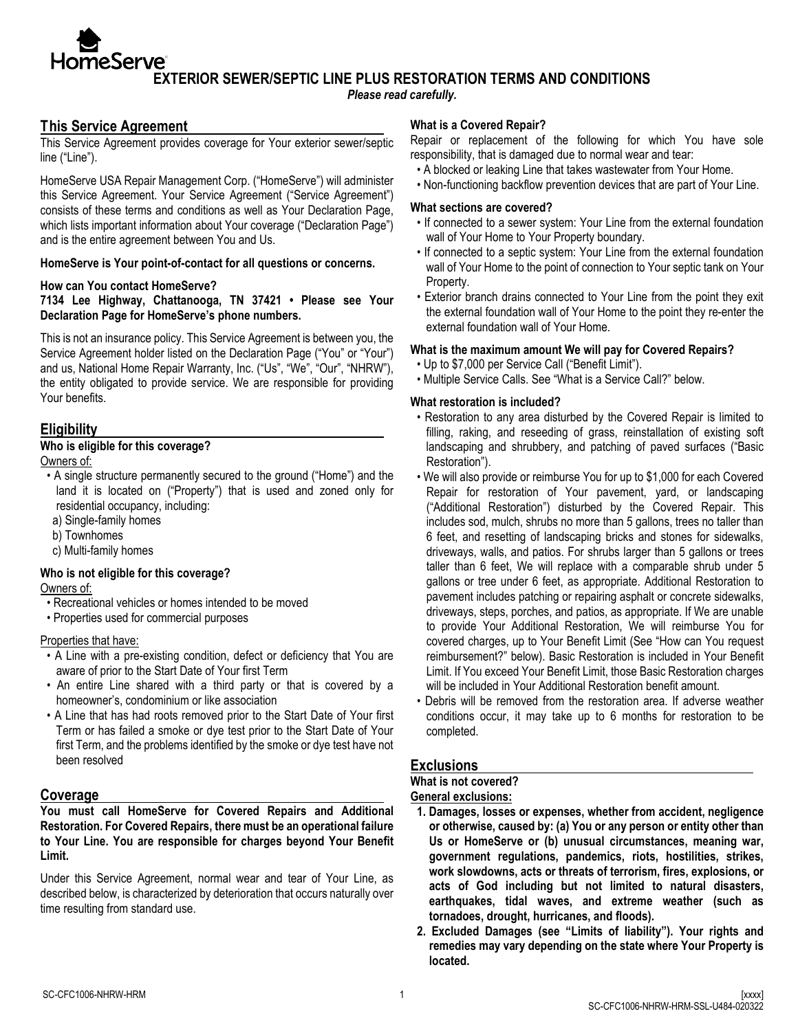HomeServe

# EXTERIOR SEWER/SEPTIC LINE PLUS RESTORATION TERMS AND CONDITIONS

***Please read carefully.***

## This Service Agreement

This Service Agreement provides coverage for Your exterior sewer/septic line ("Line").

HomeServe USA Repair Management Corp. ("HomeServe") will administer this Service Agreement. Your Service Agreement ("Service Agreement") consists of these terms and conditions as well as Your Declaration Page, which lists important information about Your coverage ("Declaration Page") and is the entire agreement between You and Us.

**HomeServe is Your point-of-contact for all questions or concerns.**

**How can You contact HomeServe?**

**7134 Lee Highway, Chattanooga, TN 37421 • Please see Your Declaration Page for HomeServe's phone numbers.**

This is not an insurance policy. This Service Agreement is between you, the Service Agreement holder listed on the Declaration Page ("You" or "Your") and us, National Home Repair Warranty, Inc. ("Us", "We", "Our", "NHRW"), the entity obligated to provide service. We are responsible for providing Your benefits.

## Eligibility

**Who is eligible for this coverage?**

Owners of:

- A single structure permanently secured to the ground ("Home") and the land it is located on ("Property") that is used and zoned only for residential occupancy, including:
  a) Single-family homes
  b) Townhomes
  c) Multi-family homes

**Who is not eligible for this coverage?**

Owners of:

- Recreational vehicles or homes intended to be moved
- Properties used for commercial purposes

Properties that have:

- A Line with a pre-existing condition, defect or deficiency that You are aware of prior to the Start Date of Your first Term
- An entire Line shared with a third party or that is covered by a homeowner's, condominium or like association
- A Line that has had roots removed prior to the Start Date of Your first Term or has failed a smoke or dye test prior to the Start Date of Your first Term, and the problems identified by the smoke or dye test have not been resolved

## Coverage

**You must call HomeServe for Covered Repairs and Additional Restoration. For Covered Repairs, there must be an operational failure to Your Line. You are responsible for charges beyond Your Benefit Limit.**

Under this Service Agreement, normal wear and tear of Your Line, as described below, is characterized by deterioration that occurs naturally over time resulting from standard use.

**What is a Covered Repair?**

Repair or replacement of the following for which You have sole responsibility, that is damaged due to normal wear and tear:

- A blocked or leaking Line that takes wastewater from Your Home.
- Non-functioning backflow prevention devices that are part of Your Line.

**What sections are covered?**

- If connected to a sewer system: Your Line from the external foundation wall of Your Home to Your Property boundary.
- If connected to a septic system: Your Line from the external foundation wall of Your Home to the point of connection to Your septic tank on Your Property.
- Exterior branch drains connected to Your Line from the point they exit the external foundation wall of Your Home to the point they re-enter the external foundation wall of Your Home.

**What is the maximum amount We will pay for Covered Repairs?**

- Up to $7,000 per Service Call ("Benefit Limit").
- Multiple Service Calls. See "What is a Service Call?" below.

**What restoration is included?**

- Restoration to any area disturbed by the Covered Repair is limited to filling, raking, and reseeding of grass, reinstallation of existing soft landscaping and shrubbery, and patching of paved surfaces ("Basic Restoration").
- We will also provide or reimburse You for up to $1,000 for each Covered Repair for restoration of Your pavement, yard, or landscaping ("Additional Restoration") disturbed by the Covered Repair. This includes sod, mulch, shrubs no more than 5 gallons, trees no taller than 6 feet, and resetting of landscaping bricks and stones for sidewalks, driveways, walls, and patios. For shrubs larger than 5 gallons or trees taller than 6 feet, We will replace with a comparable shrub under 5 gallons or tree under 6 feet, as appropriate. Additional Restoration to pavement includes patching or repairing asphalt or concrete sidewalks, driveways, steps, porches, and patios, as appropriate. If We are unable to provide Your Additional Restoration, We will reimburse You for covered charges, up to Your Benefit Limit (See "How can You request reimbursement?" below). Basic Restoration is included in Your Benefit Limit. If You exceed Your Benefit Limit, those Basic Restoration charges will be included in Your Additional Restoration benefit amount.
- Debris will be removed from the restoration area. If adverse weather conditions occur, it may take up to 6 months for restoration to be completed.

## Exclusions

**What is not covered?**

**General exclusions:**

1. **Damages, losses or expenses, whether from accident, negligence or otherwise, caused by: (a) You or any person or entity other than Us or HomeServe or (b) unusual circumstances, meaning war, government regulations, pandemics, riots, hostilities, strikes, work slowdowns, acts or threats of terrorism, fires, explosions, or acts of God including but not limited to natural disasters, earthquakes, tidal waves, and extreme weather (such as tornadoes, drought, hurricanes, and floods).**
2. **Excluded Damages (see "Limits of liability"). Your rights and remedies may vary depending on the state where Your Property is located.**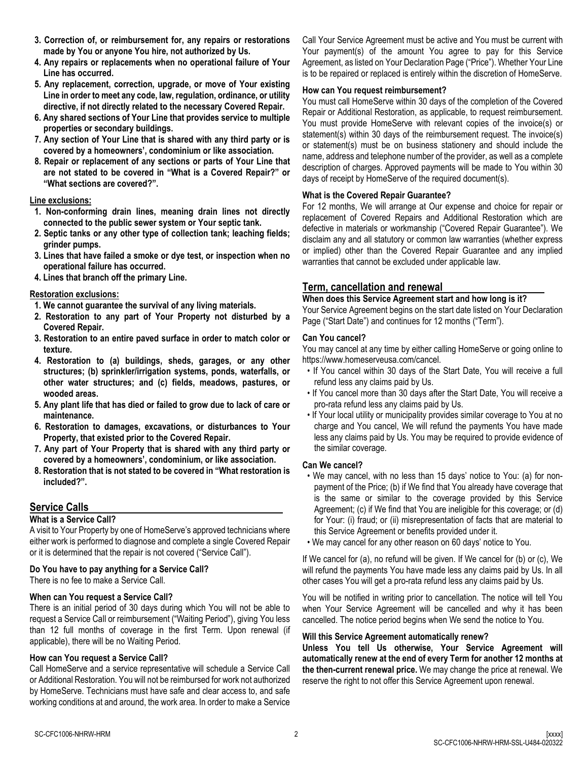3. **Correction of, or reimbursement for, any repairs or restorations made by You or anyone You hire, not authorized by Us.**
4. **Any repairs or replacements when no operational failure of Your Line has occurred.**
5. **Any replacement, correction, upgrade, or move of Your existing Line in order to meet any code, law, regulation, ordinance, or utility directive, if not directly related to the necessary Covered Repair.**
6. **Any shared sections of Your Line that provides service to multiple properties or secondary buildings.**
7. **Any section of Your Line that is shared with any third party or is covered by a homeowners', condominium or like association.**
8. **Repair or replacement of any sections or parts of Your Line that are not stated to be covered in "What is a Covered Repair?" or "What sections are covered?".**

**Line exclusions:**

1. **Non-conforming drain lines, meaning drain lines not directly connected to the public sewer system or Your septic tank.**
2. **Septic tanks or any other type of collection tank; leaching fields; grinder pumps.**
3. **Lines that have failed a smoke or dye test, or inspection when no operational failure has occurred.**
4. **Lines that branch off the primary Line.**

**Restoration exclusions:**

1. **We cannot guarantee the survival of any living materials.**
2. **Restoration to any part of Your Property not disturbed by a Covered Repair.**
3. **Restoration to an entire paved surface in order to match color or texture.**
4. **Restoration to (a) buildings, sheds, garages, or any other structures; (b) sprinkler/irrigation systems, ponds, waterfalls, or other water structures; and (c) fields, meadows, pastures, or wooded areas.**
5. **Any plant life that has died or failed to grow due to lack of care or maintenance.**
6. **Restoration to damages, excavations, or disturbances to Your Property, that existed prior to the Covered Repair.**
7. **Any part of Your Property that is shared with any third party or covered by a homeowners', condominium, or like association.**
8. **Restoration that is not stated to be covered in "What restoration is included?".**

## Service Calls

**What is a Service Call?**
A visit to Your Property by one of HomeServe's approved technicians where either work is performed to diagnose and complete a single Covered Repair or it is determined that the repair is not covered ("Service Call").

**Do You have to pay anything for a Service Call?**
There is no fee to make a Service Call.

**When can You request a Service Call?**
There is an initial period of 30 days during which You will not be able to request a Service Call or reimbursement ("Waiting Period"), giving You less than 12 full months of coverage in the first Term. Upon renewal (if applicable), there will be no Waiting Period.

**How can You request a Service Call?**
Call HomeServe and a service representative will schedule a Service Call or Additional Restoration. You will not be reimbursed for work not authorized by HomeServe. Technicians must have safe and clear access to, and safe working conditions at and around, the work area. In order to make a Service Call Your Service Agreement must be active and You must be current with Your payment(s) of the amount You agree to pay for this Service Agreement, as listed on Your Declaration Page ("Price"). Whether Your Line is to be repaired or replaced is entirely within the discretion of HomeServe.

**How can You request reimbursement?**
You must call HomeServe within 30 days of the completion of the Covered Repair or Additional Restoration, as applicable, to request reimbursement. You must provide HomeServe with relevant copies of the invoice(s) or statement(s) within 30 days of the reimbursement request. The invoice(s) or statement(s) must be on business stationery and should include the name, address and telephone number of the provider, as well as a complete description of charges. Approved payments will be made to You within 30 days of receipt by HomeServe of the required document(s).

**What is the Covered Repair Guarantee?**
For 12 months, We will arrange at Our expense and choice for repair or replacement of Covered Repairs and Additional Restoration which are defective in materials or workmanship ("Covered Repair Guarantee"). We disclaim any and all statutory or common law warranties (whether express or implied) other than the Covered Repair Guarantee and any implied warranties that cannot be excluded under applicable law.

## Term, cancellation and renewal

**When does this Service Agreement start and how long is it?**
Your Service Agreement begins on the start date listed on Your Declaration Page ("Start Date") and continues for 12 months ("Term").

**Can You cancel?**
You may cancel at any time by either calling HomeServe or going online to https://www.homeserveusa.com/cancel.

- If You cancel within 30 days of the Start Date, You will receive a full refund less any claims paid by Us.
- If You cancel more than 30 days after the Start Date, You will receive a pro-rata refund less any claims paid by Us.
- If Your local utility or municipality provides similar coverage to You at no charge and You cancel, We will refund the payments You have made less any claims paid by Us. You may be required to provide evidence of the similar coverage.

**Can We cancel?**

- We may cancel, with no less than 15 days' notice to You: (a) for non-payment of the Price; (b) if We find that You already have coverage that is the same or similar to the coverage provided by this Service Agreement; (c) if We find that You are ineligible for this coverage; or (d) for Your: (i) fraud; or (ii) misrepresentation of facts that are material to this Service Agreement or benefits provided under it.
- We may cancel for any other reason on 60 days' notice to You.

If We cancel for (a), no refund will be given. If We cancel for (b) or (c), We will refund the payments You have made less any claims paid by Us. In all other cases You will get a pro-rata refund less any claims paid by Us.

You will be notified in writing prior to cancellation. The notice will tell You when Your Service Agreement will be cancelled and why it has been cancelled. The notice period begins when We send the notice to You.

**Will this Service Agreement automatically renew?**
**Unless You tell Us otherwise, Your Service Agreement will automatically renew at the end of every Term for another 12 months at the then-current renewal price.** We may change the price at renewal. We reserve the right to not offer this Service Agreement upon renewal.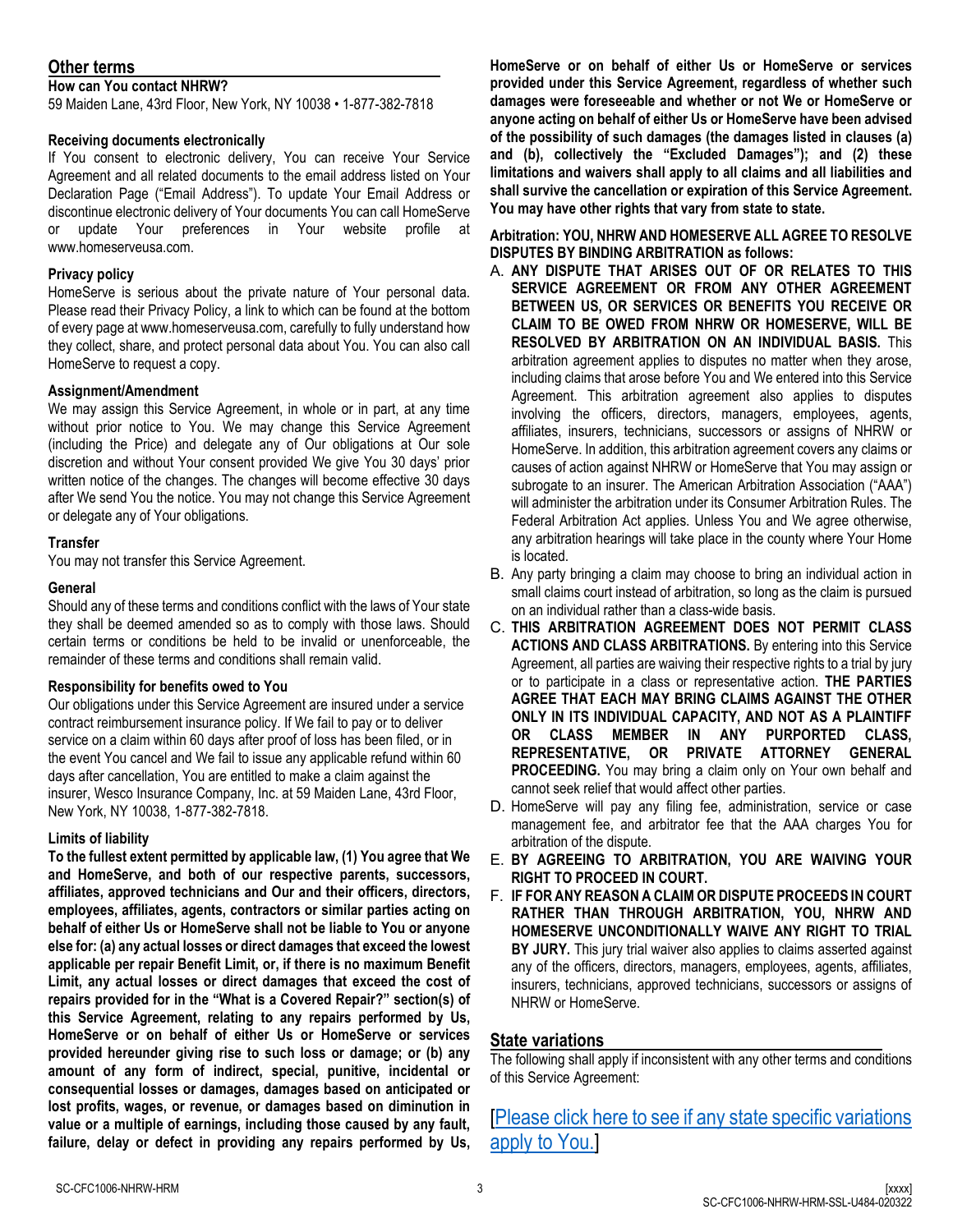## Other terms

### How can You contact NHRW?

59 Maiden Lane, 43rd Floor, New York, NY 10038 • 1-877-382-7818

### Receiving documents electronically

If You consent to electronic delivery, You can receive Your Service Agreement and all related documents to the email address listed on Your Declaration Page ("Email Address"). To update Your Email Address or discontinue electronic delivery of Your documents You can call HomeServe or update Your preferences in Your website profile at www.homeserveusa.com.

### Privacy policy

HomeServe is serious about the private nature of Your personal data. Please read their Privacy Policy, a link to which can be found at the bottom of every page at www.homeserveusa.com, carefully to fully understand how they collect, share, and protect personal data about You. You can also call HomeServe to request a copy.

### Assignment/Amendment

We may assign this Service Agreement, in whole or in part, at any time without prior notice to You. We may change this Service Agreement (including the Price) and delegate any of Our obligations at Our sole discretion and without Your consent provided We give You 30 days' prior written notice of the changes. The changes will become effective 30 days after We send You the notice. You may not change this Service Agreement or delegate any of Your obligations.

### Transfer

You may not transfer this Service Agreement.

### General

Should any of these terms and conditions conflict with the laws of Your state they shall be deemed amended so as to comply with those laws. Should certain terms or conditions be held to be invalid or unenforceable, the remainder of these terms and conditions shall remain valid.

### Responsibility for benefits owed to You

Our obligations under this Service Agreement are insured under a service contract reimbursement insurance policy. If We fail to pay or to deliver service on a claim within 60 days after proof of loss has been filed, or in the event You cancel and We fail to issue any applicable refund within 60 days after cancellation, You are entitled to make a claim against the insurer, Wesco Insurance Company, Inc. at 59 Maiden Lane, 43rd Floor, New York, NY 10038, 1-877-382-7818.

### Limits of liability

**To the fullest extent permitted by applicable law, (1) You agree that We and HomeServe, and both of our respective parents, successors, affiliates, approved technicians and Our and their officers, directors, employees, affiliates, agents, contractors or similar parties acting on behalf of either Us or HomeServe shall not be liable to You or anyone else for: (a) any actual losses or direct damages that exceed the lowest applicable per repair Benefit Limit, or, if there is no maximum Benefit Limit, any actual losses or direct damages that exceed the cost of repairs provided for in the "What is a Covered Repair?" section(s) of this Service Agreement, relating to any repairs performed by Us, HomeServe or on behalf of either Us or HomeServe or services provided hereunder giving rise to such loss or damage; or (b) any amount of any form of indirect, special, punitive, incidental or consequential losses or damages, damages based on anticipated or lost profits, wages, or revenue, or damages based on diminution in value or a multiple of earnings, including those caused by any fault, failure, delay or defect in providing any repairs performed by Us, HomeServe or on behalf of either Us or HomeServe or services provided under this Service Agreement, regardless of whether such damages were foreseeable and whether or not We or HomeServe or anyone acting on behalf of either Us or HomeServe have been advised of the possibility of such damages (the damages listed in clauses (a) and (b), collectively the "Excluded Damages"); and (2) these limitations and waivers shall apply to all claims and all liabilities and shall survive the cancellation or expiration of this Service Agreement. You may have other rights that vary from state to state.**

**Arbitration: YOU, NHRW AND HOMESERVE ALL AGREE TO RESOLVE DISPUTES BY BINDING ARBITRATION as follows:**

A. **ANY DISPUTE THAT ARISES OUT OF OR RELATES TO THIS SERVICE AGREEMENT OR FROM ANY OTHER AGREEMENT BETWEEN US, OR SERVICES OR BENEFITS YOU RECEIVE OR CLAIM TO BE OWED FROM NHRW OR HOMESERVE, WILL BE RESOLVED BY ARBITRATION ON AN INDIVIDUAL BASIS.** This arbitration agreement applies to disputes no matter when they arose, including claims that arose before You and We entered into this Service Agreement. This arbitration agreement also applies to disputes involving the officers, directors, managers, employees, agents, affiliates, insurers, technicians, successors or assigns of NHRW or HomeServe. In addition, this arbitration agreement covers any claims or causes of action against NHRW or HomeServe that You may assign or subrogate to an insurer. The American Arbitration Association ("AAA") will administer the arbitration under its Consumer Arbitration Rules. The Federal Arbitration Act applies. Unless You and We agree otherwise, any arbitration hearings will take place in the county where Your Home is located.

B. Any party bringing a claim may choose to bring an individual action in small claims court instead of arbitration, so long as the claim is pursued on an individual rather than a class-wide basis.

C. **THIS ARBITRATION AGREEMENT DOES NOT PERMIT CLASS ACTIONS AND CLASS ARBITRATIONS.** By entering into this Service Agreement, all parties are waiving their respective rights to a trial by jury or to participate in a class or representative action. **THE PARTIES AGREE THAT EACH MAY BRING CLAIMS AGAINST THE OTHER ONLY IN ITS INDIVIDUAL CAPACITY, AND NOT AS A PLAINTIFF OR CLASS MEMBER IN ANY PURPORTED CLASS, REPRESENTATIVE, OR PRIVATE ATTORNEY GENERAL PROCEEDING.** You may bring a claim only on Your own behalf and cannot seek relief that would affect other parties.

D. HomeServe will pay any filing fee, administration, service or case management fee, and arbitrator fee that the AAA charges You for arbitration of the dispute.

E. **BY AGREEING TO ARBITRATION, YOU ARE WAIVING YOUR RIGHT TO PROCEED IN COURT.**

F. **IF FOR ANY REASON A CLAIM OR DISPUTE PROCEEDS IN COURT RATHER THAN THROUGH ARBITRATION, YOU, NHRW AND HOMESERVE UNCONDITIONALLY WAIVE ANY RIGHT TO TRIAL BY JURY.** This jury trial waiver also applies to claims asserted against any of the officers, directors, managers, employees, agents, affiliates, insurers, technicians, approved technicians, successors or assigns of NHRW or HomeServe.

## State variations

The following shall apply if inconsistent with any other terms and conditions of this Service Agreement:

[Please click here to see if any state specific variations apply to You.]